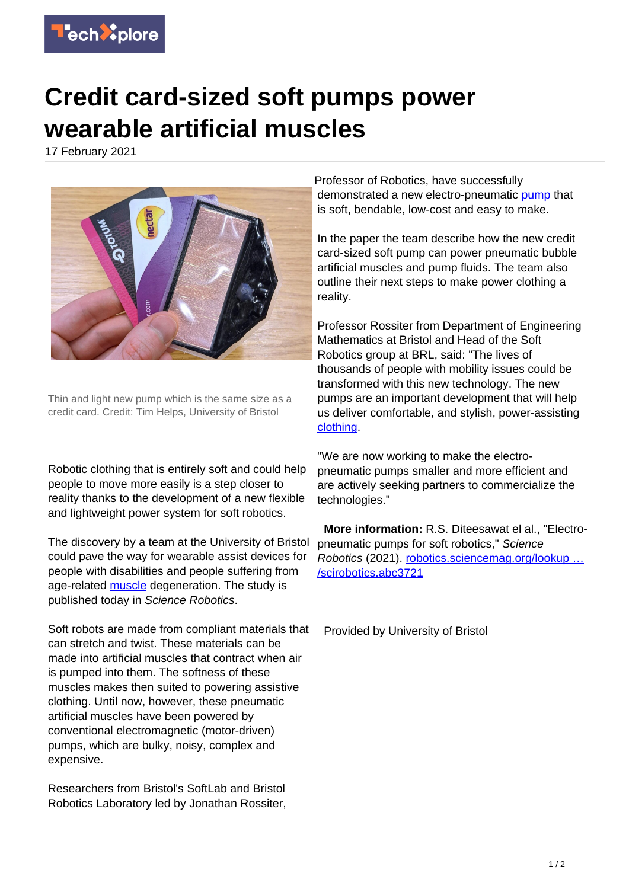# Credit card-sized soft pumps power wearable artificial muscles

17 February 2021

Thin and light new pump which is the same size as a credit card. Credit: Tim Helps, University of Bristol

Robotic clothing that is entirely soft and could help people to move more easily is a step closer to reality thanks to the development of a new flexible and lightweight power system for soft robotics.

The discovery by a team at the University of Bristol could pave the way for wearable assist devices for people with disabilities and people suffering from age-related muscle degeneration. The study is published today in *Science Robotics*.

Soft robots are made from compliant materials that can stretch and twist. These materials can be made into artificial muscles that contract when air is pumped into them. The softness of these muscles makes then suited to powering assistive clothing. Until now, however, these pneumatic artificial muscles have been powered by conventional electromagnetic (motor-driven) pumps, which are bulky, noisy, complex and expensive.

Researchers from Bristol's SoftLab and Bristol Robotics Laboratory led by Jonathan Rossiter, Professor of Robotics, have successfully demonstrated a new electro-pneumatic pump that is soft, bendable, low-cost and easy to make.

In the paper the team describe how the new credit card-sized soft pump can power pneumatic bubble artificial muscles and pump fluids. The team also outline their next steps to make power clothing a reality.

Professor Rossiter from Department of Engineering Mathematics at Bristol and Head of the Soft Robotics group at BRL, said: "The lives of thousands of people with mobility issues could be transformed with this new technology. The new pumps are an important development that will help us deliver comfortable, and stylish, power-assisting clothing.

"We are now working to make the electro-pneumatic pumps smaller and more efficient and are actively seeking partners to commercialize the technologies."

**More information:** R.S. Diteesawat el al., "Electro-pneumatic pumps for soft robotics," *Science Robotics* (2021). robotics.sciencemag.org/lookup … /scirobotics.abc3721

Provided by University of Bristol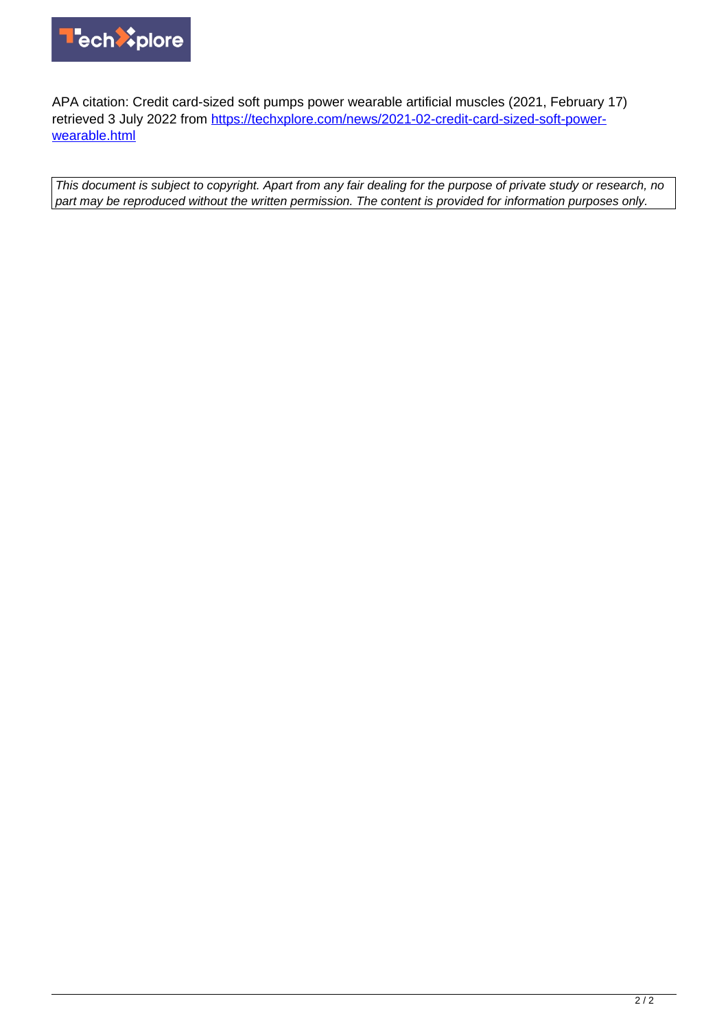APA citation: Credit card-sized soft pumps power wearable artificial muscles (2021, February 17) retrieved 3 July 2022 from [https://techxplore.com/news/2021-02-credit-card-sized-soft-power-wearable.html](https://techxplore.com/news/2021-02-credit-card-sized-soft-power-wearable.html)

*This document is subject to copyright. Apart from any fair dealing for the purpose of private study or research, no part may be reproduced without the written permission. The content is provided for information purposes only.*